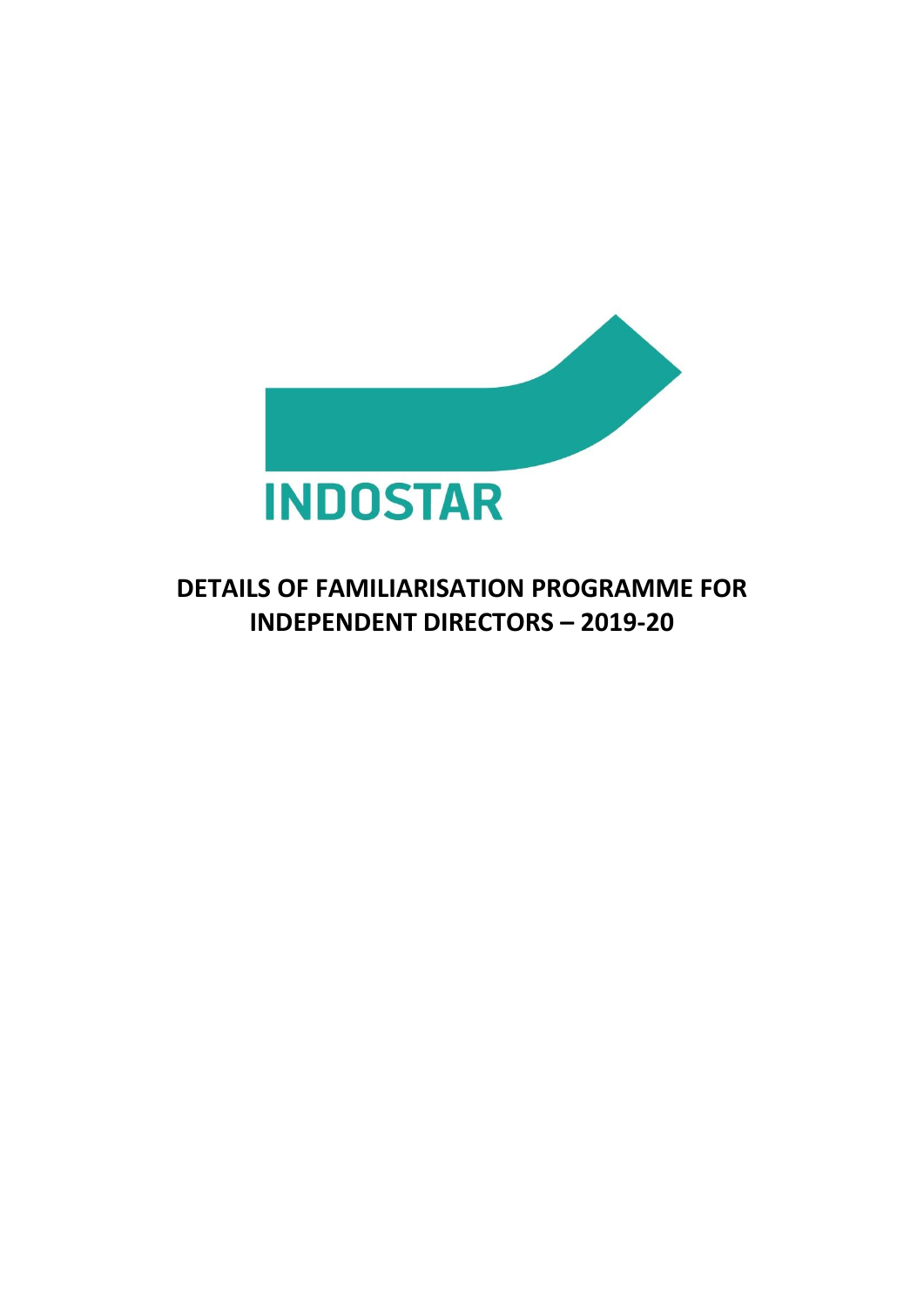INDOSTAR

# DETAILS OF FAMILIARISATION PROGRAMME FOR INDEPENDENT DIRECTORS – 2019-20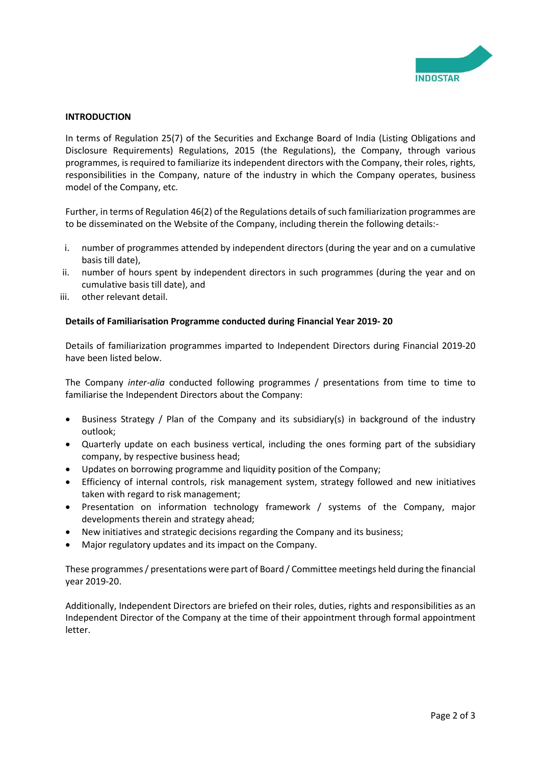**INTRODUCTION**

In terms of Regulation 25(7) of the Securities and Exchange Board of India (Listing Obligations and Disclosure Requirements) Regulations, 2015 (the Regulations), the Company, through various programmes, is required to familiarize its independent directors with the Company, their roles, rights, responsibilities in the Company, nature of the industry in which the Company operates, business model of the Company, etc.

Further, in terms of Regulation 46(2) of the Regulations details of such familiarization programmes are to be disseminated on the Website of the Company, including therein the following details:-

i. number of programmes attended by independent directors (during the year and on a cumulative basis till date),
ii. number of hours spent by independent directors in such programmes (during the year and on cumulative basis till date), and
iii. other relevant detail.

**Details of Familiarisation Programme conducted during Financial Year 2019- 20**

Details of familiarization programmes imparted to Independent Directors during Financial 2019-20 have been listed below.

The Company *inter-alia* conducted following programmes / presentations from time to time to familiarise the Independent Directors about the Company:

- Business Strategy / Plan of the Company and its subsidiary(s) in background of the industry outlook;
- Quarterly update on each business vertical, including the ones forming part of the subsidiary company, by respective business head;
- Updates on borrowing programme and liquidity position of the Company;
- Efficiency of internal controls, risk management system, strategy followed and new initiatives taken with regard to risk management;
- Presentation on information technology framework / systems of the Company, major developments therein and strategy ahead;
- New initiatives and strategic decisions regarding the Company and its business;
- Major regulatory updates and its impact on the Company.

These programmes / presentations were part of Board / Committee meetings held during the financial year 2019-20.

Additionally, Independent Directors are briefed on their roles, duties, rights and responsibilities as an Independent Director of the Company at the time of their appointment through formal appointment letter.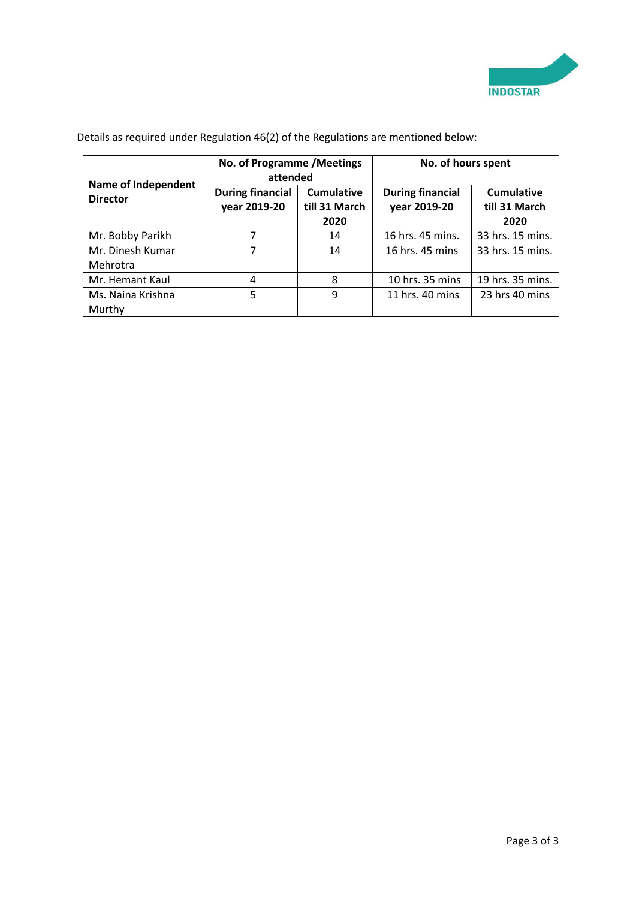Details as required under Regulation 46(2) of the Regulations are mentioned below:

| Name of Independent Director | No. of Programme /Meetings attended | | No. of hours spent | |
|---|---|---|---|---|
| | During financial year 2019-20 | Cumulative till 31 March 2020 | During financial year 2019-20 | Cumulative till 31 March 2020 |
| Mr. Bobby Parikh | 7 | 14 | 16 hrs. 45 mins. | 33 hrs. 15 mins. |
| Mr. Dinesh Kumar Mehrotra | 7 | 14 | 16 hrs. 45 mins | 33 hrs. 15 mins. |
| Mr. Hemant Kaul | 4 | 8 | 10 hrs. 35 mins | 19 hrs. 35 mins. |
| Ms. Naina Krishna Murthy | 5 | 9 | 11 hrs. 40 mins | 23 hrs 40 mins |